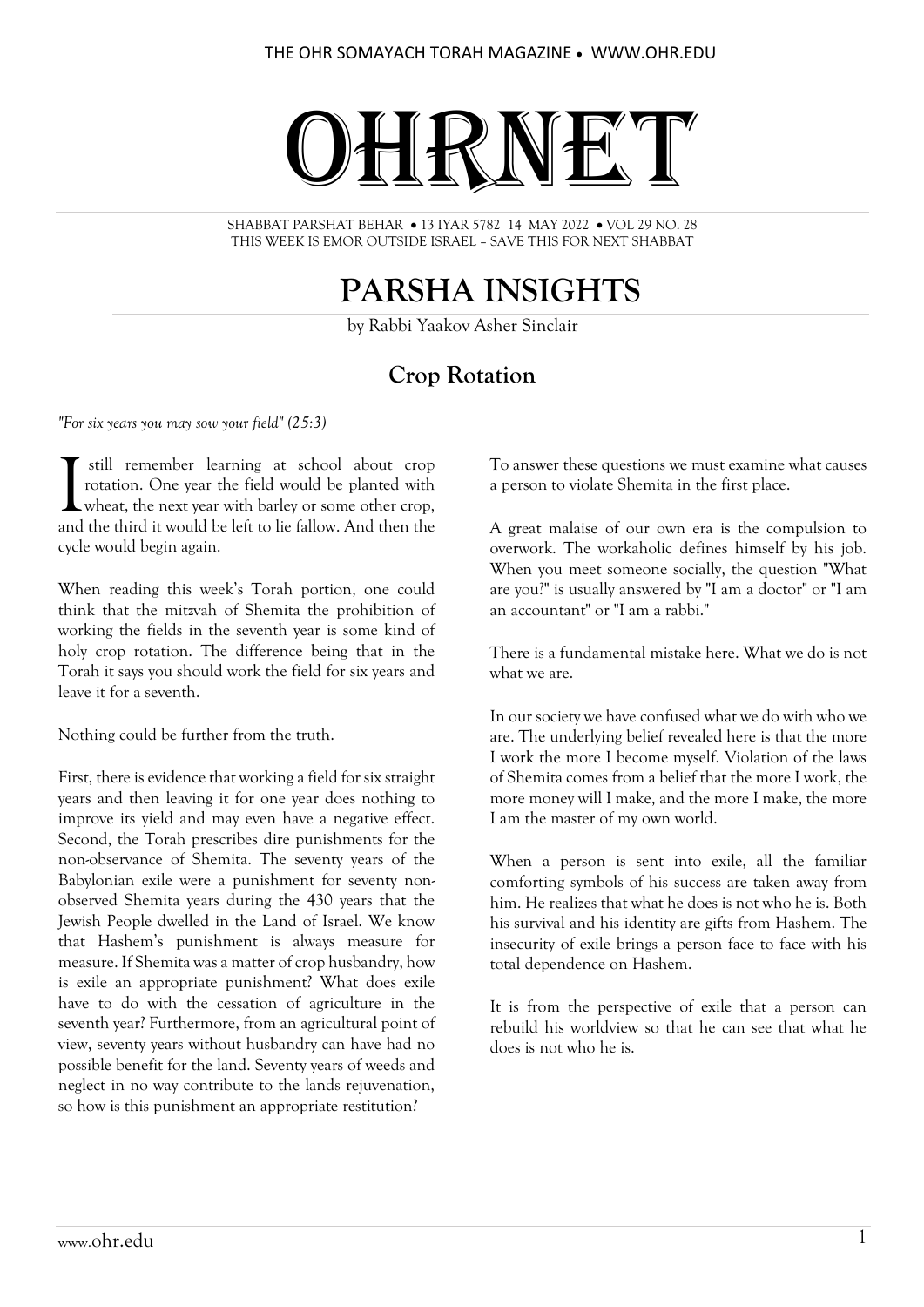THE OHR SOMAYACH TORAH MAGAZINE • WWW.OHR.EDU

# OHRNET

SHABBAT PARSHAT BEHAR • 13 IYAR 5782 14 MAY 2022 • VOL 29 NO. 28
THIS WEEK IS EMOR OUTSIDE ISRAEL – SAVE THIS FOR NEXT SHABBAT

# PARSHA INSIGHTS

by Rabbi Yaakov Asher Sinclair

## Crop Rotation

*"For six years you may sow your field" (25:3)*

I still remember learning at school about crop rotation. One year the field would be planted with wheat, the next year with barley or some other crop, and the third it would be left to lie fallow. And then the cycle would begin again.

When reading this week's Torah portion, one could think that the mitzvah of Shemita the prohibition of working the fields in the seventh year is some kind of holy crop rotation. The difference being that in the Torah it says you should work the field for six years and leave it for a seventh.

Nothing could be further from the truth.

First, there is evidence that working a field for six straight years and then leaving it for one year does nothing to improve its yield and may even have a negative effect. Second, the Torah prescribes dire punishments for the non-observance of Shemita. The seventy years of the Babylonian exile were a punishment for seventy non-observed Shemita years during the 430 years that the Jewish People dwelled in the Land of Israel. We know that Hashem's punishment is always measure for measure. If Shemita was a matter of crop husbandry, how is exile an appropriate punishment? What does exile have to do with the cessation of agriculture in the seventh year? Furthermore, from an agricultural point of view, seventy years without husbandry can have had no possible benefit for the land. Seventy years of weeds and neglect in no way contribute to the lands rejuvenation, so how is this punishment an appropriate restitution?

To answer these questions we must examine what causes a person to violate Shemita in the first place.

A great malaise of our own era is the compulsion to overwork. The workaholic defines himself by his job. When you meet someone socially, the question "What are you?" is usually answered by "I am a doctor" or "I am an accountant" or "I am a rabbi."

There is a fundamental mistake here. What we do is not what we are.

In our society we have confused what we do with who we are. The underlying belief revealed here is that the more I work the more I become myself. Violation of the laws of Shemita comes from a belief that the more I work, the more money will I make, and the more I make, the more I am the master of my own world.

When a person is sent into exile, all the familiar comforting symbols of his success are taken away from him. He realizes that what he does is not who he is. Both his survival and his identity are gifts from Hashem. The insecurity of exile brings a person face to face with his total dependence on Hashem.

It is from the perspective of exile that a person can rebuild his worldview so that he can see that what he does is not who he is.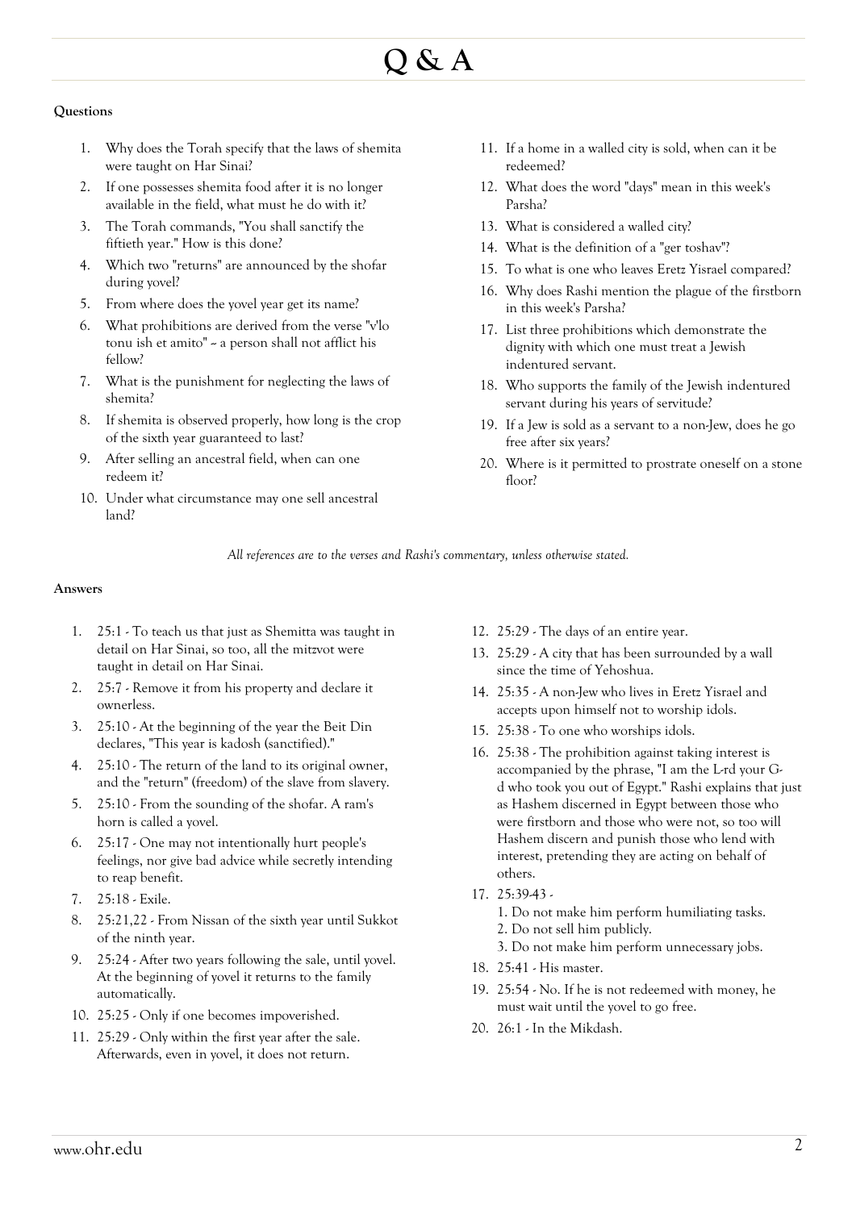# Q & A

**Questions**

1. Why does the Torah specify that the laws of shemita were taught on Har Sinai?
2. If one possesses shemita food after it is no longer available in the field, what must he do with it?
3. The Torah commands, "You shall sanctify the fiftieth year." How is this done?
4. Which two "returns" are announced by the shofar during yovel?
5. From where does the yovel year get its name?
6. What prohibitions are derived from the verse "v'lo tonu ish et amito" ~ a person shall not afflict his fellow?
7. What is the punishment for neglecting the laws of shemita?
8. If shemita is observed properly, how long is the crop of the sixth year guaranteed to last?
9. After selling an ancestral field, when can one redeem it?
10. Under what circumstance may one sell ancestral land?
11. If a home in a walled city is sold, when can it be redeemed?
12. What does the word "days" mean in this week's Parsha?
13. What is considered a walled city?
14. What is the definition of a "ger toshav"?
15. To what is one who leaves Eretz Yisrael compared?
16. Why does Rashi mention the plague of the firstborn in this week's Parsha?
17. List three prohibitions which demonstrate the dignity with which one must treat a Jewish indentured servant.
18. Who supports the family of the Jewish indentured servant during his years of servitude?
19. If a Jew is sold as a servant to a non-Jew, does he go free after six years?
20. Where is it permitted to prostrate oneself on a stone floor?

*All references are to the verses and Rashi's commentary, unless otherwise stated.*

**Answers**

1. 25:1 - To teach us that just as Shemitta was taught in detail on Har Sinai, so too, all the mitzvot were taught in detail on Har Sinai.
2. 25:7 - Remove it from his property and declare it ownerless.
3. 25:10 - At the beginning of the year the Beit Din declares, "This year is kadosh (sanctified)."
4. 25:10 - The return of the land to its original owner, and the "return" (freedom) of the slave from slavery.
5. 25:10 - From the sounding of the shofar. A ram's horn is called a yovel.
6. 25:17 - One may not intentionally hurt people's feelings, nor give bad advice while secretly intending to reap benefit.
7. 25:18 - Exile.
8. 25:21,22 - From Nissan of the sixth year until Sukkot of the ninth year.
9. 25:24 - After two years following the sale, until yovel. At the beginning of yovel it returns to the family automatically.
10. 25:25 - Only if one becomes impoverished.
11. 25:29 - Only within the first year after the sale. Afterwards, even in yovel, it does not return.
12. 25:29 - The days of an entire year.
13. 25:29 - A city that has been surrounded by a wall since the time of Yehoshua.
14. 25:35 - A non-Jew who lives in Eretz Yisrael and accepts upon himself not to worship idols.
15. 25:38 - To one who worships idols.
16. 25:38 - The prohibition against taking interest is accompanied by the phrase, "I am the L-rd your G-d who took you out of Egypt." Rashi explains that just as Hashem discerned in Egypt between those who were firstborn and those who were not, so too will Hashem discern and punish those who lend with interest, pretending they are acting on behalf of others.
17. 25:39-43 -
    1. Do not make him perform humiliating tasks.
    2. Do not sell him publicly.
    3. Do not make him perform unnecessary jobs.
18. 25:41 - His master.
19. 25:54 - No. If he is not redeemed with money, he must wait until the yovel to go free.
20. 26:1 - In the Mikdash.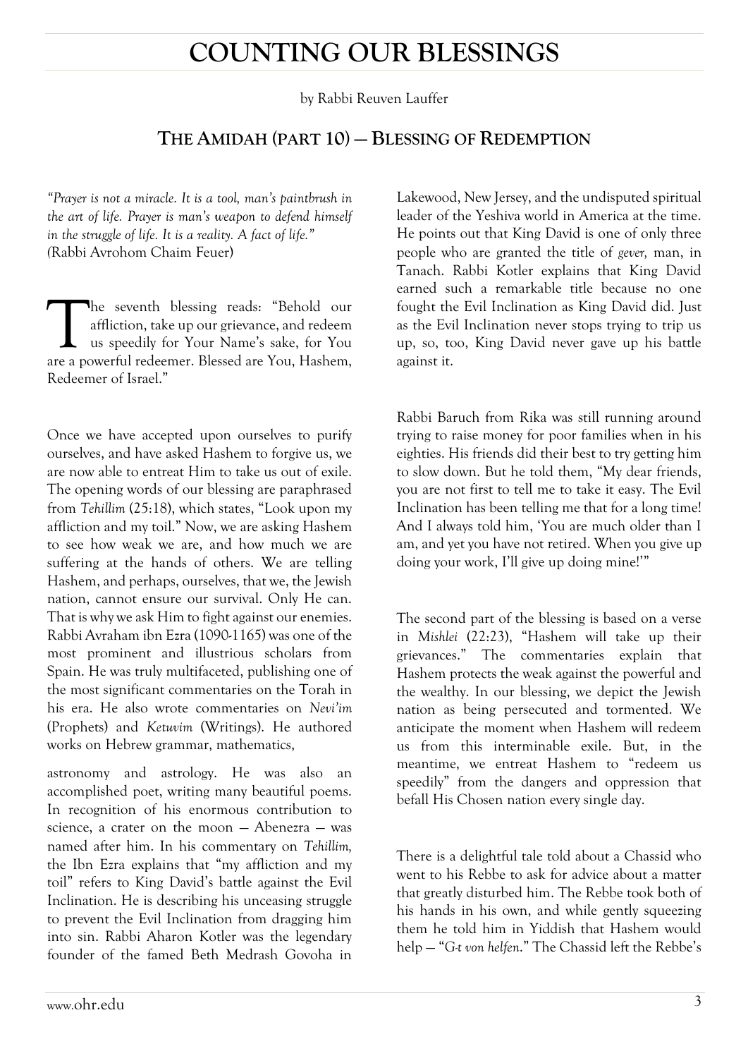# COUNTING OUR BLESSINGS

by Rabbi Reuven Lauffer

## THE AMIDAH (PART 10) — BLESSING OF REDEMPTION

*"Prayer is not a miracle. It is a tool, man's paintbrush in the art of life. Prayer is man's weapon to defend himself in the struggle of life. It is a reality. A fact of life."* (Rabbi Avrohom Chaim Feuer)

The seventh blessing reads: "Behold our affliction, take up our grievance, and redeem us speedily for Your Name's sake, for You are a powerful redeemer. Blessed are You, Hashem, Redeemer of Israel."

Once we have accepted upon ourselves to purify ourselves, and have asked Hashem to forgive us, we are now able to entreat Him to take us out of exile. The opening words of our blessing are paraphrased from *Tehillim* (25:18), which states, "Look upon my affliction and my toil." Now, we are asking Hashem to see how weak we are, and how much we are suffering at the hands of others. We are telling Hashem, and perhaps, ourselves, that we, the Jewish nation, cannot ensure our survival. Only He can. That is why we ask Him to fight against our enemies. Rabbi Avraham ibn Ezra (1090-1165) was one of the most prominent and illustrious scholars from Spain. He was truly multifaceted, publishing one of the most significant commentaries on the Torah in his era. He also wrote commentaries on *Nevi'im* (Prophets) and *Ketuvim* (Writings). He authored works on Hebrew grammar, mathematics, astronomy and astrology. He was also an accomplished poet, writing many beautiful poems. In recognition of his enormous contribution to science, a crater on the moon — Abenezra — was named after him. In his commentary on *Tehillim,* the Ibn Ezra explains that "my affliction and my toil" refers to King David's battle against the Evil Inclination. He is describing his unceasing struggle to prevent the Evil Inclination from dragging him into sin. Rabbi Aharon Kotler was the legendary founder of the famed Beth Medrash Govoha in Lakewood, New Jersey, and the undisputed spiritual leader of the Yeshiva world in America at the time. He points out that King David is one of only three people who are granted the title of *gever,* man, in Tanach. Rabbi Kotler explains that King David earned such a remarkable title because no one fought the Evil Inclination as King David did. Just as the Evil Inclination never stops trying to trip us up, so, too, King David never gave up his battle against it.

Rabbi Baruch from Rika was still running around trying to raise money for poor families when in his eighties. His friends did their best to try getting him to slow down. But he told them, "My dear friends, you are not first to tell me to take it easy. The Evil Inclination has been telling me that for a long time! And I always told him, 'You are much older than I am, and yet you have not retired. When you give up doing your work, I'll give up doing mine!'"

The second part of the blessing is based on a verse in *Mishlei* (22:23), "Hashem will take up their grievances." The commentaries explain that Hashem protects the weak against the powerful and the wealthy. In our blessing, we depict the Jewish nation as being persecuted and tormented. We anticipate the moment when Hashem will redeem us from this interminable exile. But, in the meantime, we entreat Hashem to "redeem us speedily" from the dangers and oppression that befall His Chosen nation every single day.

There is a delightful tale told about a Chassid who went to his Rebbe to ask for advice about a matter that greatly disturbed him. The Rebbe took both of his hands in his own, and while gently squeezing them he told him in Yiddish that Hashem would help — "*G-t von helfen.*" The Chassid left the Rebbe's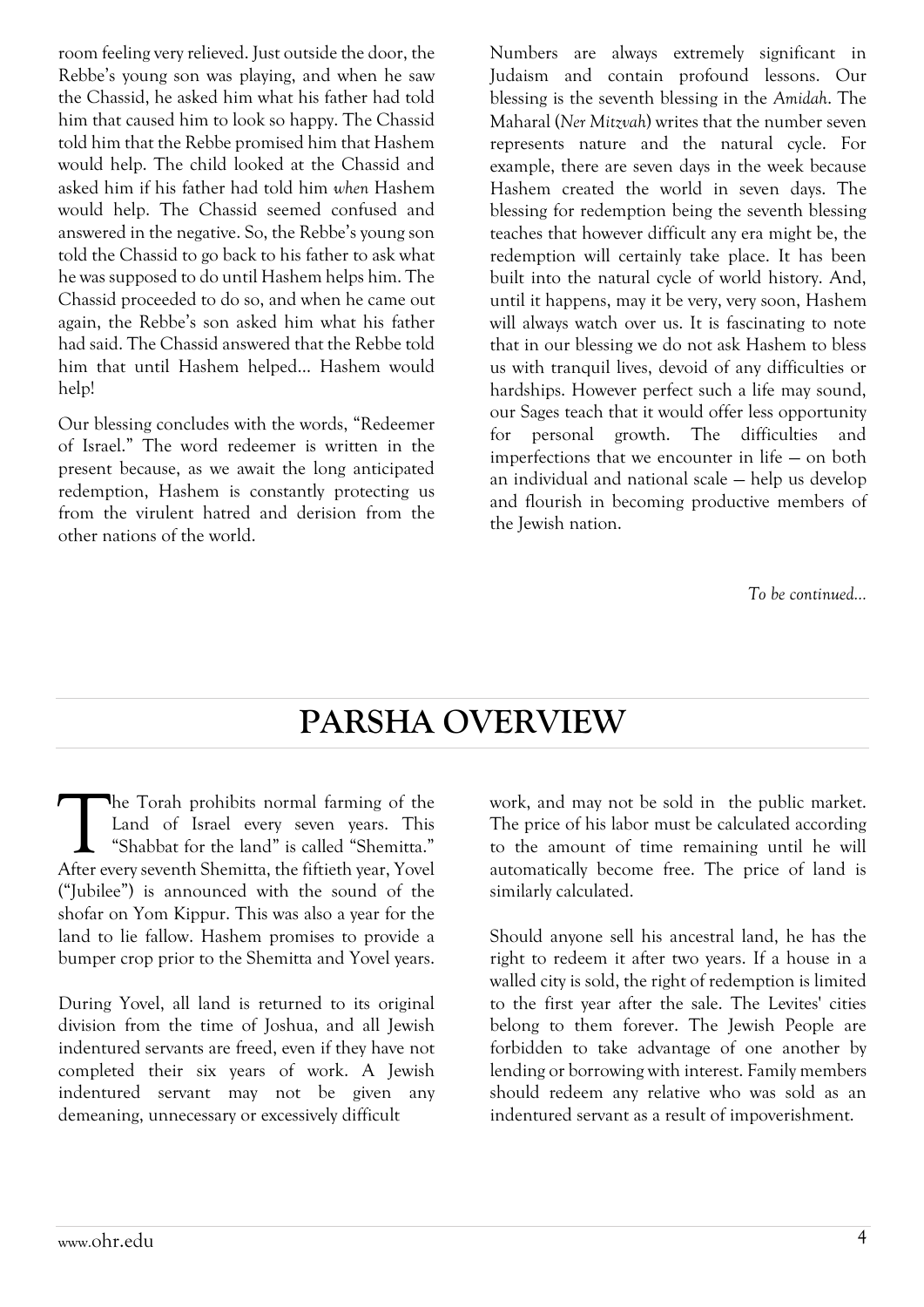room feeling very relieved. Just outside the door, the Rebbe's young son was playing, and when he saw the Chassid, he asked him what his father had told him that caused him to look so happy. The Chassid told him that the Rebbe promised him that Hashem would help. The child looked at the Chassid and asked him if his father had told him *when* Hashem would help. The Chassid seemed confused and answered in the negative. So, the Rebbe's young son told the Chassid to go back to his father to ask what he was supposed to do until Hashem helps him. The Chassid proceeded to do so, and when he came out again, the Rebbe's son asked him what his father had said. The Chassid answered that the Rebbe told him that until Hashem helped… Hashem would help!

Our blessing concludes with the words, "Redeemer of Israel." The word redeemer is written in the present because, as we await the long anticipated redemption, Hashem is constantly protecting us from the virulent hatred and derision from the other nations of the world.

Numbers are always extremely significant in Judaism and contain profound lessons. Our blessing is the seventh blessing in the *Amidah*. The Maharal (*Ner Mitzvah*) writes that the number seven represents nature and the natural cycle. For example, there are seven days in the week because Hashem created the world in seven days. The blessing for redemption being the seventh blessing teaches that however difficult any era might be, the redemption will certainly take place. It has been built into the natural cycle of world history. And, until it happens, may it be very, very soon, Hashem will always watch over us. It is fascinating to note that in our blessing we do not ask Hashem to bless us with tranquil lives, devoid of any difficulties or hardships. However perfect such a life may sound, our Sages teach that it would offer less opportunity for personal growth. The difficulties and imperfections that we encounter in life — on both an individual and national scale — help us develop and flourish in becoming productive members of the Jewish nation.

*To be continued…*

# PARSHA OVERVIEW

The Torah prohibits normal farming of the Land of Israel every seven years. This "Shabbat for the land" is called "Shemitta." After every seventh Shemitta, the fiftieth year, Yovel ("Jubilee") is announced with the sound of the shofar on Yom Kippur. This was also a year for the land to lie fallow. Hashem promises to provide a bumper crop prior to the Shemitta and Yovel years.

During Yovel, all land is returned to its original division from the time of Joshua, and all Jewish indentured servants are freed, even if they have not completed their six years of work. A Jewish indentured servant may not be given any demeaning, unnecessary or excessively difficult work, and may not be sold in the public market. The price of his labor must be calculated according to the amount of time remaining until he will automatically become free. The price of land is similarly calculated.

Should anyone sell his ancestral land, he has the right to redeem it after two years. If a house in a walled city is sold, the right of redemption is limited to the first year after the sale. The Levites' cities belong to them forever. The Jewish People are forbidden to take advantage of one another by lending or borrowing with interest. Family members should redeem any relative who was sold as an indentured servant as a result of impoverishment.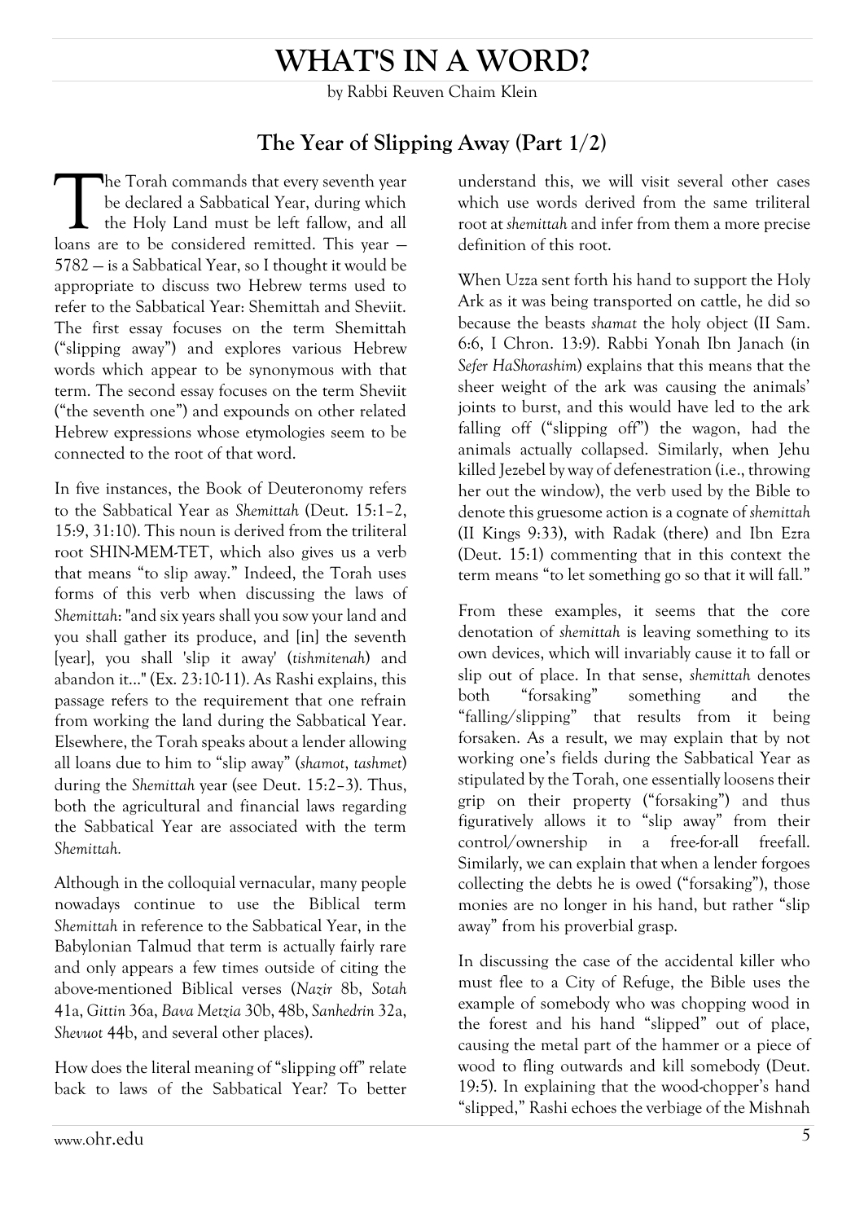# WHAT'S IN A WORD?

by Rabbi Reuven Chaim Klein

## The Year of Slipping Away (Part 1/2)

The Torah commands that every seventh year be declared a Sabbatical Year, during which the Holy Land must be left fallow, and all loans are to be considered remitted. This year — 5782 — is a Sabbatical Year, so I thought it would be appropriate to discuss two Hebrew terms used to refer to the Sabbatical Year: Shemittah and Sheviit. The first essay focuses on the term Shemittah ("slipping away") and explores various Hebrew words which appear to be synonymous with that term. The second essay focuses on the term Sheviit ("the seventh one") and expounds on other related Hebrew expressions whose etymologies seem to be connected to the root of that word.

In five instances, the Book of Deuteronomy refers to the Sabbatical Year as *Shemittah* (Deut. 15:1–2, 15:9, 31:10). This noun is derived from the triliteral root SHIN-MEM-TET, which also gives us a verb that means "to slip away." Indeed, the Torah uses forms of this verb when discussing the laws of *Shemittah*: "and six years shall you sow your land and you shall gather its produce, and [in] the seventh [year], you shall 'slip it away' (*tishmitenah*) and abandon it..." (Ex. 23:10-11). As Rashi explains, this passage refers to the requirement that one refrain from working the land during the Sabbatical Year. Elsewhere, the Torah speaks about a lender allowing all loans due to him to "slip away" (*shamot*, *tashmet*) during the *Shemittah* year (see Deut. 15:2–3). Thus, both the agricultural and financial laws regarding the Sabbatical Year are associated with the term *Shemittah.*

Although in the colloquial vernacular, many people nowadays continue to use the Biblical term *Shemittah* in reference to the Sabbatical Year, in the Babylonian Talmud that term is actually fairly rare and only appears a few times outside of citing the above-mentioned Biblical verses (*Nazir* 8b, *Sotah* 41a, *Gittin* 36a, *Bava Metzia* 30b, 48b, *Sanhedrin* 32a, *Shevuot* 44b, and several other places).

How does the literal meaning of "slipping off" relate back to laws of the Sabbatical Year? To better understand this, we will visit several other cases which use words derived from the same triliteral root at *shemittah* and infer from them a more precise definition of this root.

When Uzza sent forth his hand to support the Holy Ark as it was being transported on cattle, he did so because the beasts *shamat* the holy object (II Sam. 6:6, I Chron. 13:9). Rabbi Yonah Ibn Janach (in *Sefer HaShorashim*) explains that this means that the sheer weight of the ark was causing the animals' joints to burst, and this would have led to the ark falling off ("slipping off") the wagon, had the animals actually collapsed. Similarly, when Jehu killed Jezebel by way of defenestration (i.e., throwing her out the window), the verb used by the Bible to denote this gruesome action is a cognate of *shemittah* (II Kings 9:33), with Radak (there) and Ibn Ezra (Deut. 15:1) commenting that in this context the term means "to let something go so that it will fall."

From these examples, it seems that the core denotation of *shemittah* is leaving something to its own devices, which will invariably cause it to fall or slip out of place. In that sense, *shemittah* denotes both "forsaking" something and the "falling/slipping" that results from it being forsaken. As a result, we may explain that by not working one's fields during the Sabbatical Year as stipulated by the Torah, one essentially loosens their grip on their property ("forsaking") and thus figuratively allows it to "slip away" from their control/ownership in a free-for-all freefall. Similarly, we can explain that when a lender forgoes collecting the debts he is owed ("forsaking"), those monies are no longer in his hand, but rather "slip away" from his proverbial grasp.

In discussing the case of the accidental killer who must flee to a City of Refuge, the Bible uses the example of somebody who was chopping wood in the forest and his hand "slipped" out of place, causing the metal part of the hammer or a piece of wood to fling outwards and kill somebody (Deut. 19:5). In explaining that the wood-chopper's hand "slipped," Rashi echoes the verbiage of the Mishnah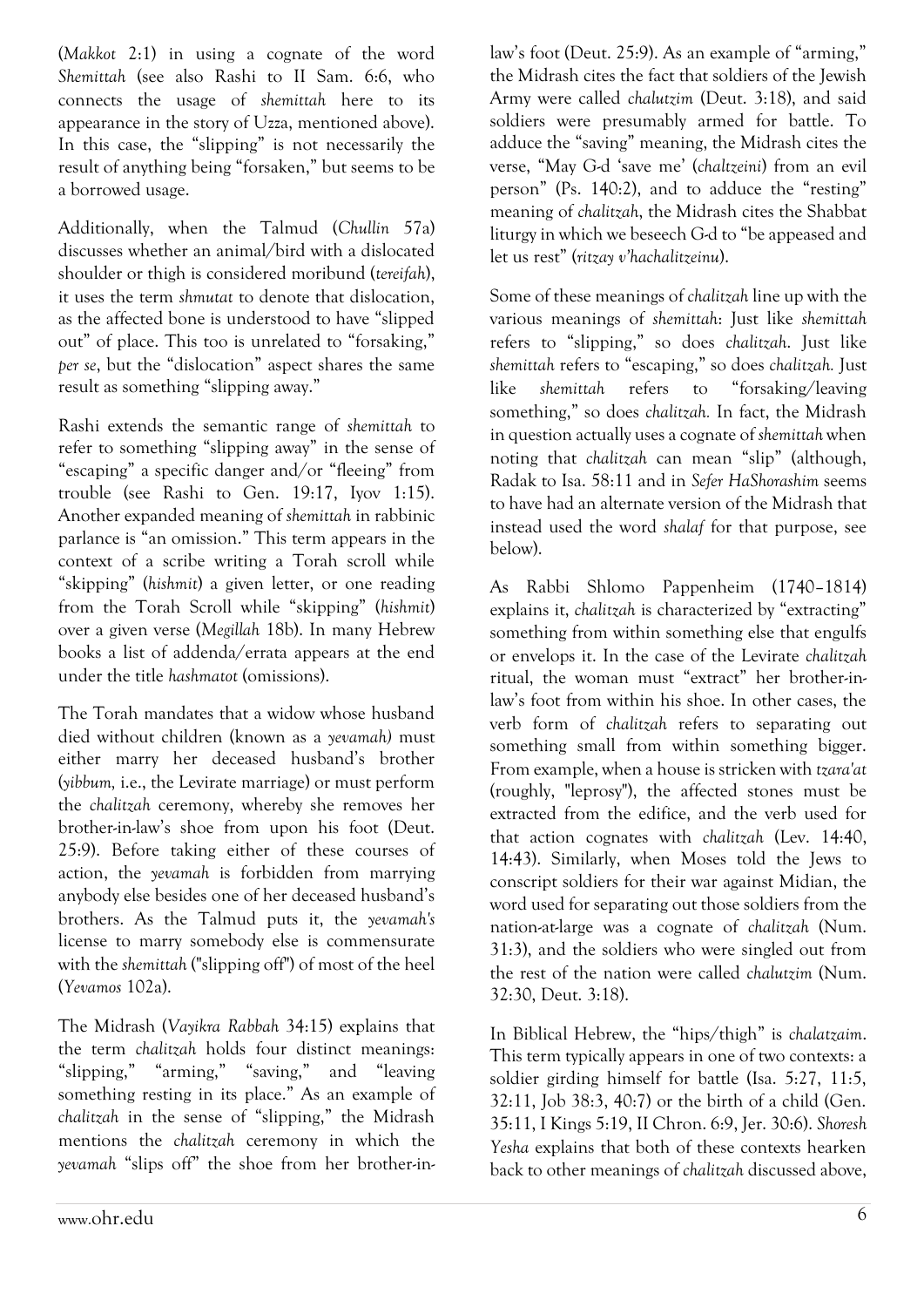(*Makkot* 2:1) in using a cognate of the word *Shemittah* (see also Rashi to II Sam. 6:6, who connects the usage of *shemittah* here to its appearance in the story of Uzza, mentioned above). In this case, the "slipping" is not necessarily the result of anything being "forsaken," but seems to be a borrowed usage.

Additionally, when the Talmud (*Chullin* 57a) discusses whether an animal/bird with a dislocated shoulder or thigh is considered moribund (*tereifah*), it uses the term *shmutat* to denote that dislocation, as the affected bone is understood to have "slipped out" of place. This too is unrelated to "forsaking," *per se*, but the "dislocation" aspect shares the same result as something "slipping away."

Rashi extends the semantic range of *shemittah* to refer to something "slipping away" in the sense of "escaping" a specific danger and/or "fleeing" from trouble (see Rashi to Gen. 19:17, Iyov 1:15). Another expanded meaning of *shemittah* in rabbinic parlance is "an omission." This term appears in the context of a scribe writing a Torah scroll while "skipping" (*hishmit*) a given letter, or one reading from the Torah Scroll while "skipping" (*hishmit*) over a given verse (*Megillah* 18b). In many Hebrew books a list of addenda/errata appears at the end under the title *hashmatot* (omissions).

The Torah mandates that a widow whose husband died without children (known as a *yevamah)* must either marry her deceased husband's brother (*yibbum,* i.e., the Levirate marriage) or must perform the *chalitzah* ceremony, whereby she removes her brother-in-law's shoe from upon his foot (Deut. 25:9). Before taking either of these courses of action, the *yevamah* is forbidden from marrying anybody else besides one of her deceased husband's brothers. As the Talmud puts it, the *yevamah's* license to marry somebody else is commensurate with the *shemittah* ("slipping off") of most of the heel (*Yevamos* 102a).

The Midrash (*Vayikra Rabbah* 34:15) explains that the term *chalitzah* holds four distinct meanings: "slipping," "arming," "saving," and "leaving something resting in its place." As an example of *chalitzah* in the sense of "slipping," the Midrash mentions the *chalitzah* ceremony in which the *yevamah* "slips off" the shoe from her brother-in-law's foot (Deut. 25:9). As an example of "arming," the Midrash cites the fact that soldiers of the Jewish Army were called *chalutzim* (Deut. 3:18), and said soldiers were presumably armed for battle. To adduce the "saving" meaning, the Midrash cites the verse, "May G-d 'save me' (*chaltzeini*) from an evil person" (Ps. 140:2), and to adduce the "resting" meaning of *chalitzah*, the Midrash cites the Shabbat liturgy in which we beseech G-d to "be appeased and let us rest" (*ritzay v'hachalitzeinu*).

Some of these meanings of *chalitzah* line up with the various meanings of *shemittah*: Just like *shemittah* refers to "slipping," so does *chalitzah*. Just like *shemittah* refers to "escaping," so does *chalitzah.* Just like *shemittah* refers to "forsaking/leaving something," so does *chalitzah.* In fact, the Midrash in question actually uses a cognate of *shemittah* when noting that *chalitzah* can mean "slip" (although, Radak to Isa. 58:11 and in *Sefer HaShorashim* seems to have had an alternate version of the Midrash that instead used the word *shalaf* for that purpose, see below).

As Rabbi Shlomo Pappenheim (1740–1814) explains it, *chalitzah* is characterized by "extracting" something from within something else that engulfs or envelops it. In the case of the Levirate *chalitzah* ritual, the woman must "extract" her brother-in-law's foot from within his shoe. In other cases, the verb form of *chalitzah* refers to separating out something small from within something bigger. From example, when a house is stricken with *tzara'at* (roughly, "leprosy"), the affected stones must be extracted from the edifice, and the verb used for that action cognates with *chalitzah* (Lev. 14:40, 14:43). Similarly, when Moses told the Jews to conscript soldiers for their war against Midian, the word used for separating out those soldiers from the nation-at-large was a cognate of *chalitzah* (Num. 31:3), and the soldiers who were singled out from the rest of the nation were called *chalutzim* (Num. 32:30, Deut. 3:18).

In Biblical Hebrew, the "hips/thigh" is *chalatzaim*. This term typically appears in one of two contexts: a soldier girding himself for battle (Isa. 5:27, 11:5, 32:11, Job 38:3, 40:7) or the birth of a child (Gen. 35:11, I Kings 5:19, II Chron. 6:9, Jer. 30:6). *Shoresh Yesha* explains that both of these contexts hearken back to other meanings of *chalitzah* discussed above,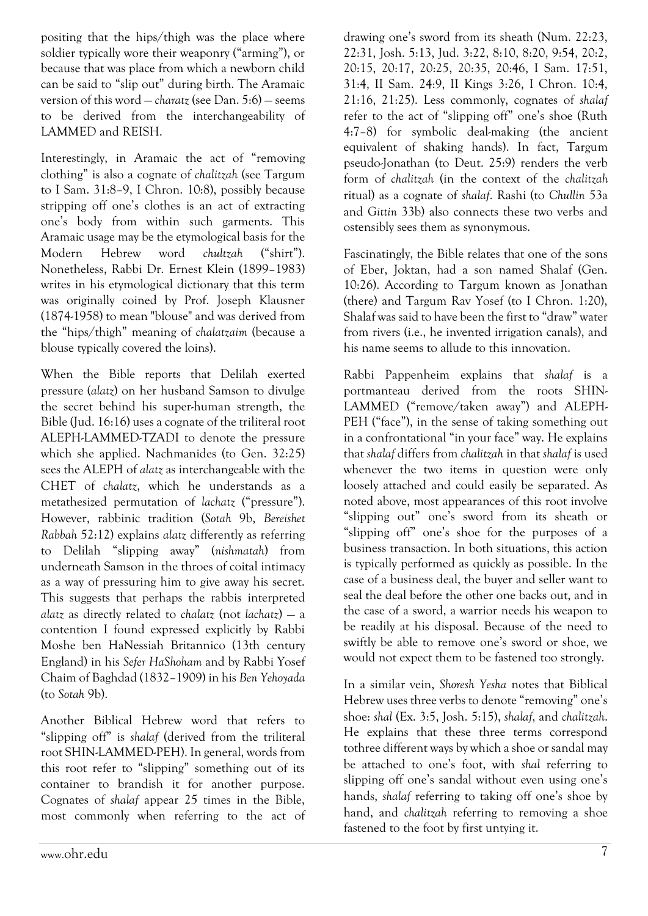positing that the hips/thigh was the place where soldier typically wore their weaponry ("arming"), or because that was place from which a newborn child can be said to "slip out" during birth. The Aramaic version of this word — *charatz* (see Dan. 5:6) — seems to be derived from the interchangeability of LAMMED and REISH.

Interestingly, in Aramaic the act of "removing clothing" is also a cognate of *chalitzah* (see Targum to I Sam. 31:8–9, I Chron. 10:8), possibly because stripping off one's clothes is an act of extracting one's body from within such garments. This Aramaic usage may be the etymological basis for the Modern Hebrew word *chultzah* ("shirt"). Nonetheless, Rabbi Dr. Ernest Klein (1899–1983) writes in his etymological dictionary that this term was originally coined by Prof. Joseph Klausner (1874-1958) to mean "blouse" and was derived from the "hips/thigh" meaning of *chalatzaim* (because a blouse typically covered the loins).

When the Bible reports that Delilah exerted pressure (*alatz*) on her husband Samson to divulge the secret behind his super-human strength, the Bible (Jud. 16:16) uses a cognate of the triliteral root ALEPH-LAMMED-TZADI to denote the pressure which she applied. Nachmanides (to Gen. 32:25) sees the ALEPH of *alatz* as interchangeable with the CHET of *chalatz*, which he understands as a metathesized permutation of *lachatz* ("pressure"). However, rabbinic tradition (*Sotah* 9b, *Bereishet Rabbah* 52:12) explains *alatz* differently as referring to Delilah "slipping away" (*nishmatah*) from underneath Samson in the throes of coital intimacy as a way of pressuring him to give away his secret. This suggests that perhaps the rabbis interpreted *alatz* as directly related to *chalatz* (not *lachatz*) — a contention I found expressed explicitly by Rabbi Moshe ben HaNessiah Britannico (13th century England) in his *Sefer HaShoham* and by Rabbi Yosef Chaim of Baghdad (1832–1909) in his *Ben Yehoyada* (to *Sotah* 9b).

Another Biblical Hebrew word that refers to "slipping off" is *shalaf* (derived from the triliteral root SHIN-LAMMED-PEH). In general, words from this root refer to "slipping" something out of its container to brandish it for another purpose. Cognates of *shalaf* appear 25 times in the Bible, most commonly when referring to the act of drawing one's sword from its sheath (Num. 22:23, 22:31, Josh. 5:13, Jud. 3:22, 8:10, 8:20, 9:54, 20:2, 20:15, 20:17, 20:25, 20:35, 20:46, I Sam. 17:51, 31:4, II Sam. 24:9, II Kings 3:26, I Chron. 10:4, 21:16, 21:25). Less commonly, cognates of *shalaf* refer to the act of "slipping off" one's shoe (Ruth 4:7–8) for symbolic deal-making (the ancient equivalent of shaking hands). In fact, Targum pseudo-Jonathan (to Deut. 25:9) renders the verb form of *chalitzah* (in the context of the *chalitzah* ritual) as a cognate of *shalaf*. Rashi (to *Chullin* 53a and *Gittin* 33b) also connects these two verbs and ostensibly sees them as synonymous.

Fascinatingly, the Bible relates that one of the sons of Eber, Joktan, had a son named Shalaf (Gen. 10:26). According to Targum known as Jonathan (there) and Targum Rav Yosef (to I Chron. 1:20), Shalaf was said to have been the first to "draw" water from rivers (i.e., he invented irrigation canals), and his name seems to allude to this innovation.

Rabbi Pappenheim explains that *shalaf* is a portmanteau derived from the roots SHIN-LAMMED ("remove/taken away") and ALEPH-PEH ("face"), in the sense of taking something out in a confrontational "in your face" way. He explains that *shalaf* differs from *chalitzah* in that *shalaf* is used whenever the two items in question were only loosely attached and could easily be separated. As noted above, most appearances of this root involve "slipping out" one's sword from its sheath or "slipping off" one's shoe for the purposes of a business transaction. In both situations, this action is typically performed as quickly as possible. In the case of a business deal, the buyer and seller want to seal the deal before the other one backs out, and in the case of a sword, a warrior needs his weapon to be readily at his disposal. Because of the need to swiftly be able to remove one's sword or shoe, we would not expect them to be fastened too strongly.

In a similar vein, *Shoresh Yesha* notes that Biblical Hebrew uses three verbs to denote "removing" one's shoe: *shal* (Ex. 3:5, Josh. 5:15), *shalaf*, and *chalitzah*. He explains that these three terms correspond tothree different ways by which a shoe or sandal may be attached to one's foot, with *shal* referring to slipping off one's sandal without even using one's hands, *shalaf* referring to taking off one's shoe by hand, and *chalitzah* referring to removing a shoe fastened to the foot by first untying it.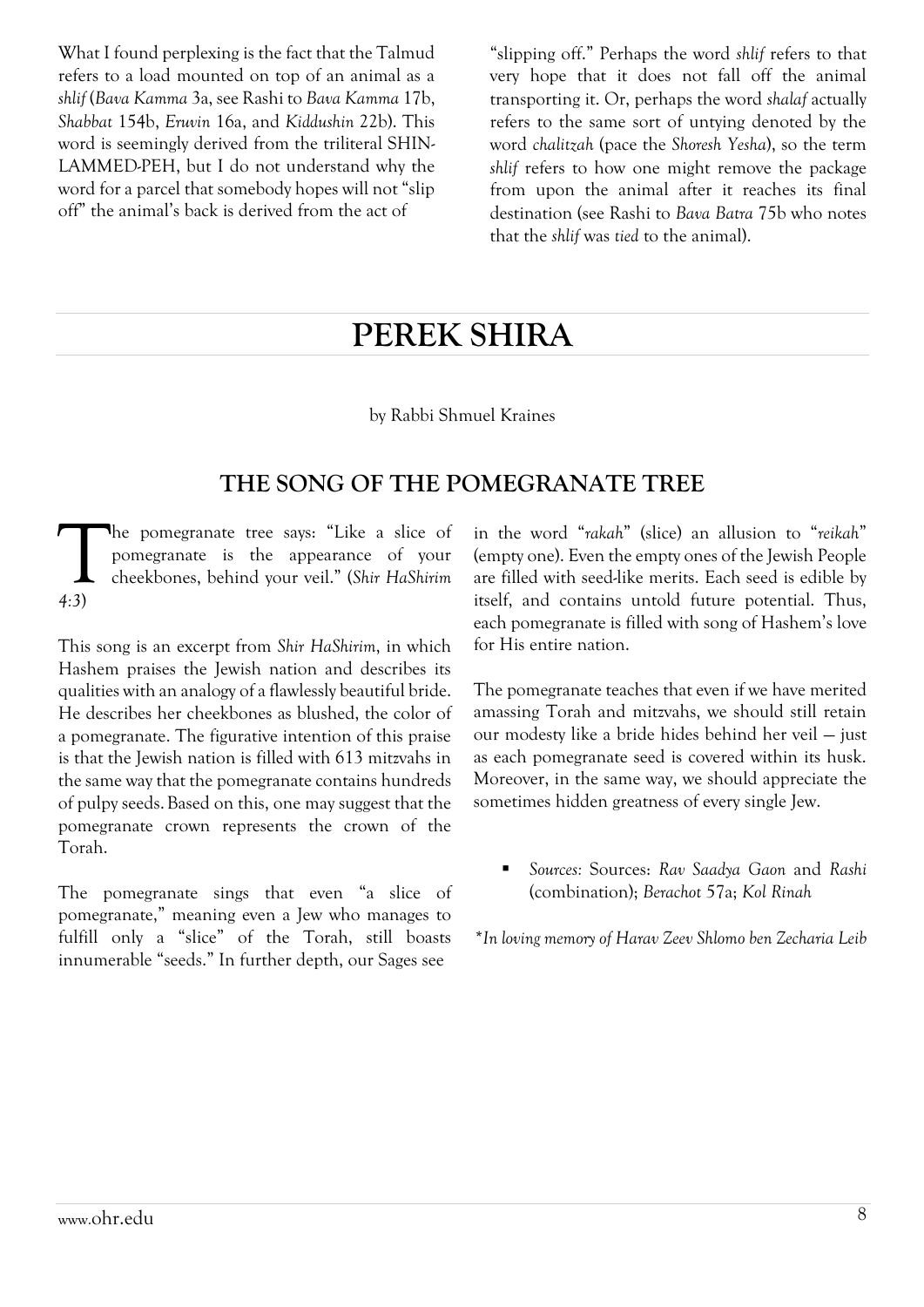What I found perplexing is the fact that the Talmud refers to a load mounted on top of an animal as a *shlif* (*Bava Kamma* 3a, see Rashi to *Bava Kamma* 17b, *Shabbat* 154b, *Eruvin* 16a, and *Kiddushin* 22b). This word is seemingly derived from the triliteral SHIN-LAMMED-PEH, but I do not understand why the word for a parcel that somebody hopes will not "slip off" the animal's back is derived from the act of "slipping off." Perhaps the word *shlif* refers to that very hope that it does not fall off the animal transporting it. Or, perhaps the word *shalaf* actually refers to the same sort of untying denoted by the word *chalitzah* (pace the *Shoresh Yesha*), so the term *shlif* refers to how one might remove the package from upon the animal after it reaches its final destination (see Rashi to *Bava Batra* 75b who notes that the *shlif* was *tied* to the animal).

# PEREK SHIRA

by Rabbi Shmuel Kraines

## THE SONG OF THE POMEGRANATE TREE

The pomegranate tree says: "Like a slice of pomegranate is the appearance of your cheekbones, behind your veil." (*Shir HaShirim 4:3*)

This song is an excerpt from *Shir HaShirim*, in which Hashem praises the Jewish nation and describes its qualities with an analogy of a flawlessly beautiful bride. He describes her cheekbones as blushed, the color of a pomegranate. The figurative intention of this praise is that the Jewish nation is filled with 613 mitzvahs in the same way that the pomegranate contains hundreds of pulpy seeds. Based on this, one may suggest that the pomegranate crown represents the crown of the Torah.

The pomegranate sings that even "a slice of pomegranate," meaning even a Jew who manages to fulfill only a "slice" of the Torah, still boasts innumerable "seeds." In further depth, our Sages see in the word "*rakah*" (slice) an allusion to "*reikah*" (empty one). Even the empty ones of the Jewish People are filled with seed-like merits. Each seed is edible by itself, and contains untold future potential. Thus, each pomegranate is filled with song of Hashem's love for His entire nation.

The pomegranate teaches that even if we have merited amassing Torah and mitzvahs, we should still retain our modesty like a bride hides behind her veil — just as each pomegranate seed is covered within its husk. Moreover, in the same way, we should appreciate the sometimes hidden greatness of every single Jew.

- *Sources:* Sources: *Rav Saadya Gaon* and *Rashi* (combination); *Berachot* 57a; *Kol Rinah*

*\*In loving memory of Harav Zeev Shlomo ben Zecharia Leib*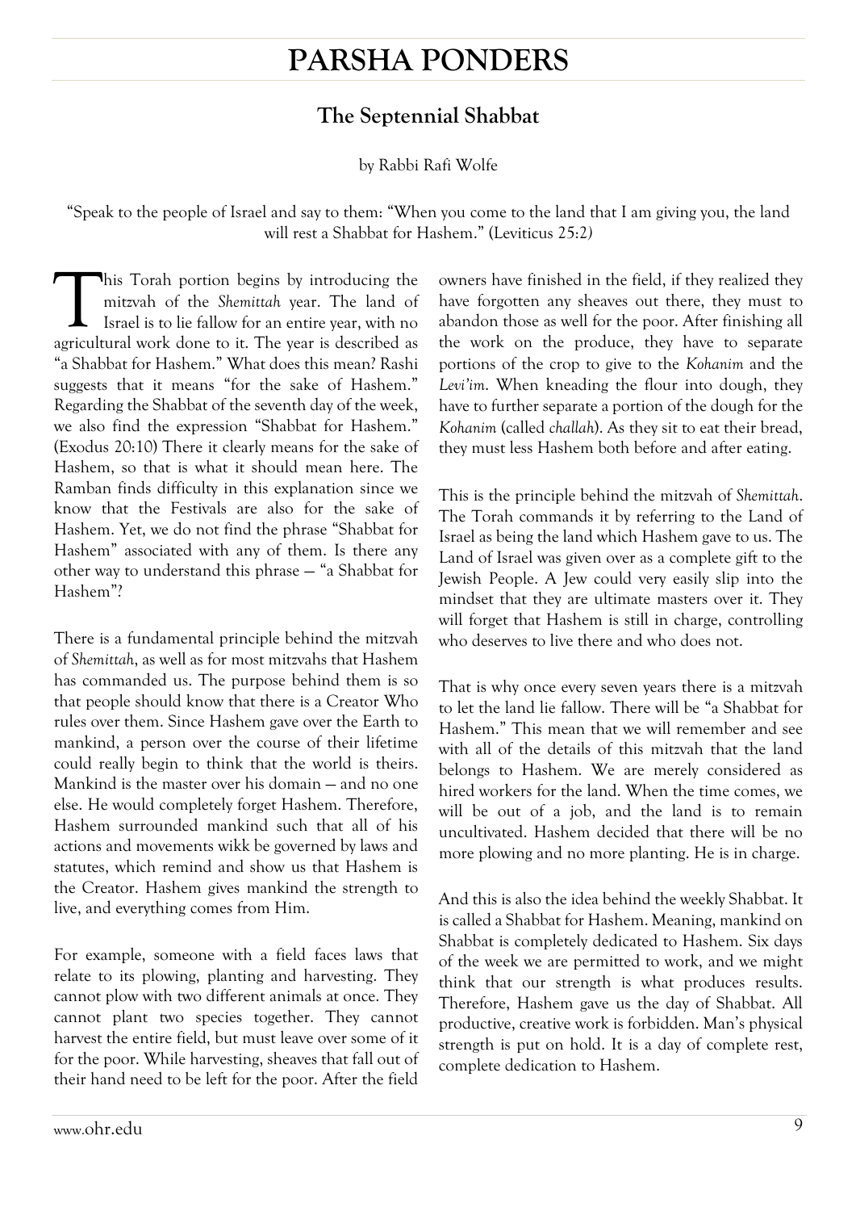# PARSHA PONDERS

## The Septennial Shabbat

by Rabbi Rafi Wolfe

"Speak to the people of Israel and say to them: "When you come to the land that I am giving you, the land will rest a Shabbat for Hashem." (Leviticus 25:2)

This Torah portion begins by introducing the mitzvah of the *Shemittah* year. The land of Israel is to lie fallow for an entire year, with no agricultural work done to it. The year is described as "a Shabbat for Hashem." What does this mean? Rashi suggests that it means "for the sake of Hashem." Regarding the Shabbat of the seventh day of the week, we also find the expression "Shabbat for Hashem." (Exodus 20:10) There it clearly means for the sake of Hashem, so that is what it should mean here. The Ramban finds difficulty in this explanation since we know that the Festivals are also for the sake of Hashem. Yet, we do not find the phrase "Shabbat for Hashem" associated with any of them. Is there any other way to understand this phrase — "a Shabbat for Hashem"?

There is a fundamental principle behind the mitzvah of *Shemittah*, as well as for most mitzvahs that Hashem has commanded us. The purpose behind them is so that people should know that there is a Creator Who rules over them. Since Hashem gave over the Earth to mankind, a person over the course of their lifetime could really begin to think that the world is theirs. Mankind is the master over his domain — and no one else. He would completely forget Hashem. Therefore, Hashem surrounded mankind such that all of his actions and movements wikk be governed by laws and statutes, which remind and show us that Hashem is the Creator. Hashem gives mankind the strength to live, and everything comes from Him.

For example, someone with a field faces laws that relate to its plowing, planting and harvesting. They cannot plow with two different animals at once. They cannot plant two species together. They cannot harvest the entire field, but must leave over some of it for the poor. While harvesting, sheaves that fall out of their hand need to be left for the poor. After the field owners have finished in the field, if they realized they have forgotten any sheaves out there, they must to abandon those as well for the poor. After finishing all the work on the produce, they have to separate portions of the crop to give to the *Kohanim* and the *Levi'im*. When kneading the flour into dough, they have to further separate a portion of the dough for the *Kohanim* (called *challah*). As they sit to eat their bread, they must less Hashem both before and after eating.

This is the principle behind the mitzvah of *Shemittah*. The Torah commands it by referring to the Land of Israel as being the land which Hashem gave to us. The Land of Israel was given over as a complete gift to the Jewish People. A Jew could very easily slip into the mindset that they are ultimate masters over it. They will forget that Hashem is still in charge, controlling who deserves to live there and who does not.

That is why once every seven years there is a mitzvah to let the land lie fallow. There will be "a Shabbat for Hashem." This mean that we will remember and see with all of the details of this mitzvah that the land belongs to Hashem. We are merely considered as hired workers for the land. When the time comes, we will be out of a job, and the land is to remain uncultivated. Hashem decided that there will be no more plowing and no more planting. He is in charge.

And this is also the idea behind the weekly Shabbat. It is called a Shabbat for Hashem. Meaning, mankind on Shabbat is completely dedicated to Hashem. Six days of the week we are permitted to work, and we might think that our strength is what produces results. Therefore, Hashem gave us the day of Shabbat. All productive, creative work is forbidden. Man's physical strength is put on hold. It is a day of complete rest, complete dedication to Hashem.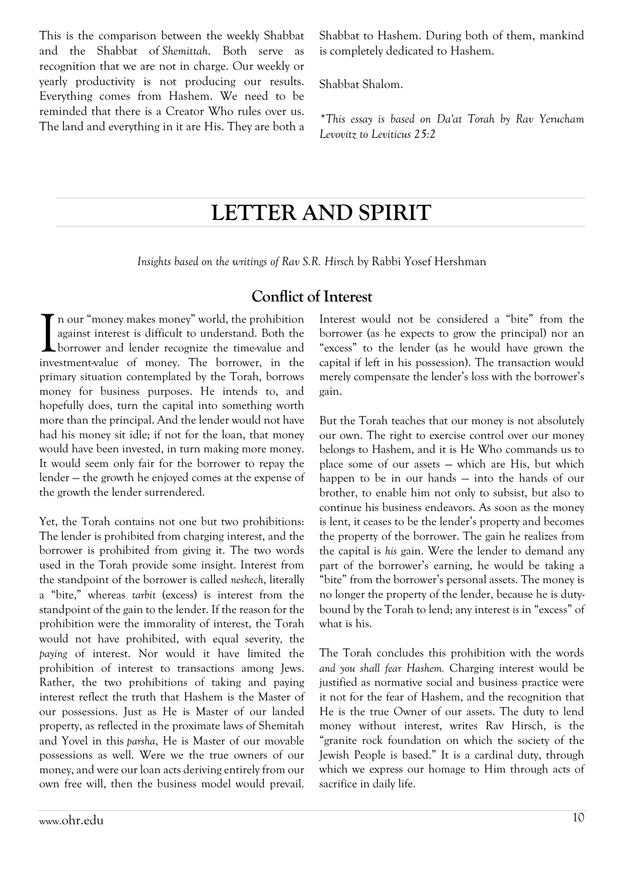This is the comparison between the weekly Shabbat and the Shabbat of *Shemittah*. Both serve as recognition that we are not in charge. Our weekly or yearly productivity is not producing our results. Everything comes from Hashem. We need to be reminded that there is a Creator Who rules over us. The land and everything in it are His. They are both a Shabbat to Hashem. During both of them, mankind is completely dedicated to Hashem.

Shabbat Shalom.

*\*This essay is based on Da'at Torah by Rav Yerucham Levovitz to Leviticus 25:2*

# LETTER AND SPIRIT

*Insights based on the writings of Rav S.R. Hirsch* by Rabbi Yosef Hershman

## Conflict of Interest

In our "money makes money" world, the prohibition against interest is difficult to understand. Both the borrower and lender recognize the time-value and investment-value of money. The borrower, in the primary situation contemplated by the Torah, borrows money for business purposes. He intends to, and hopefully does, turn the capital into something worth more than the principal. And the lender would not have had his money sit idle; if not for the loan, that money would have been invested, in turn making more money. It would seem only fair for the borrower to repay the lender — the growth he enjoyed comes at the expense of the growth the lender surrendered.

Yet, the Torah contains not one but two prohibitions: The lender is prohibited from charging interest, and the borrower is prohibited from giving it. The two words used in the Torah provide some insight. Interest from the standpoint of the borrower is called *neshech*, literally a "bite," whereas *tarbit* (excess) is interest from the standpoint of the gain to the lender. If the reason for the prohibition were the immorality of interest, the Torah would not have prohibited, with equal severity, the *paying* of interest. Nor would it have limited the prohibition of interest to transactions among Jews. Rather, the two prohibitions of taking and paying interest reflect the truth that Hashem is the Master of our possessions. Just as He is Master of our landed property, as reflected in the proximate laws of Shemitah and Yovel in this *parsha*, He is Master of our movable possessions as well. Were we the true owners of our money, and were our loan acts deriving entirely from our own free will, then the business model would prevail. Interest would not be considered a "bite" from the borrower (as he expects to grow the principal) nor an "excess" to the lender (as he would have grown the capital if left in his possession). The transaction would merely compensate the lender's loss with the borrower's gain.

But the Torah teaches that our money is not absolutely our own. The right to exercise control over our money belongs to Hashem, and it is He Who commands us to place some of our assets — which are His, but which happen to be in our hands — into the hands of our brother, to enable him not only to subsist, but also to continue his business endeavors. As soon as the money is lent, it ceases to be the lender's property and becomes the property of the borrower. The gain he realizes from the capital is *his* gain. Were the lender to demand any part of the borrower's earning, he would be taking a "bite" from the borrower's personal assets. The money is no longer the property of the lender, because he is duty-bound by the Torah to lend; any interest *is* in "excess" of what is his.

The Torah concludes this prohibition with the words *and you shall fear Hashem.* Charging interest would be justified as normative social and business practice were it not for the fear of Hashem, and the recognition that He is the true Owner of our assets. The duty to lend money without interest, writes Rav Hirsch, is the "granite rock foundation on which the society of the Jewish People is based." It is a cardinal duty, through which we express our homage to Him through acts of sacrifice in daily life.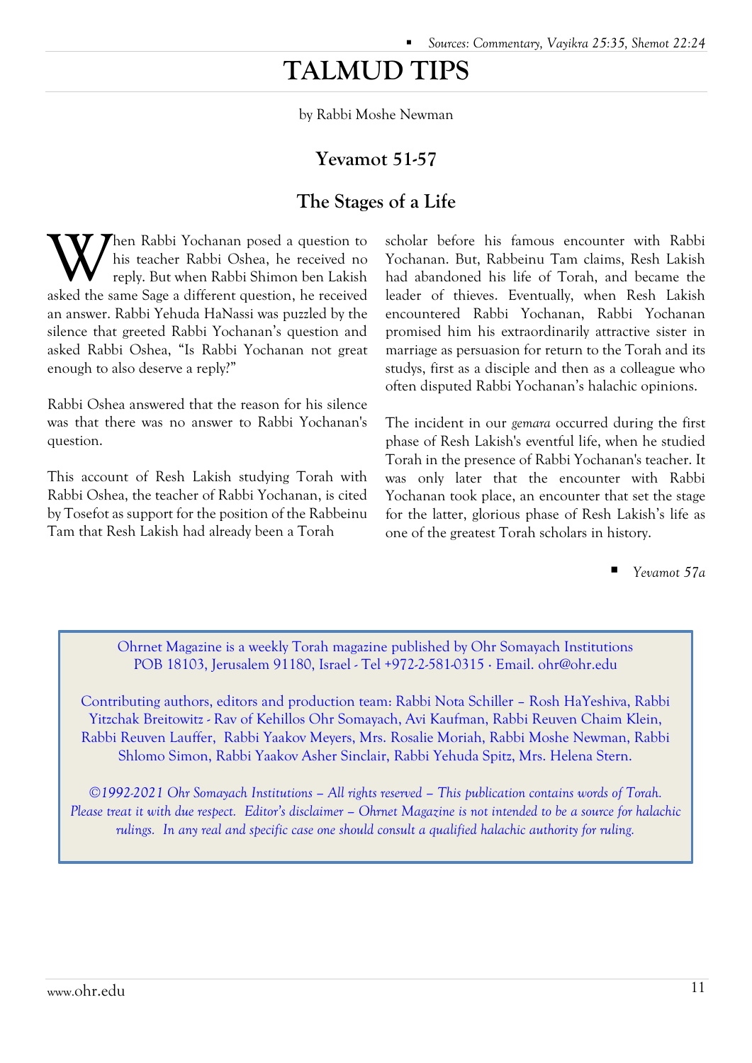- *Sources: Commentary, Vayikra 25:35, Shemot 22:24*

# TALMUD TIPS

by Rabbi Moshe Newman

## Yevamot 51-57

## The Stages of a Life

When Rabbi Yochanan posed a question to his teacher Rabbi Oshea, he received no reply. But when Rabbi Shimon ben Lakish asked the same Sage a different question, he received an answer. Rabbi Yehuda HaNassi was puzzled by the silence that greeted Rabbi Yochanan's question and asked Rabbi Oshea, "Is Rabbi Yochanan not great enough to also deserve a reply?"

Rabbi Oshea answered that the reason for his silence was that there was no answer to Rabbi Yochanan's question.

This account of Resh Lakish studying Torah with Rabbi Oshea, the teacher of Rabbi Yochanan, is cited by Tosefot as support for the position of the Rabbeinu Tam that Resh Lakish had already been a Torah scholar before his famous encounter with Rabbi Yochanan. But, Rabbeinu Tam claims, Resh Lakish had abandoned his life of Torah, and became the leader of thieves. Eventually, when Resh Lakish encountered Rabbi Yochanan, Rabbi Yochanan promised him his extraordinarily attractive sister in marriage as persuasion for return to the Torah and its studys, first as a disciple and then as a colleague who often disputed Rabbi Yochanan's halachic opinions.

The incident in our *gemara* occurred during the first phase of Resh Lakish's eventful life, when he studied Torah in the presence of Rabbi Yochanan's teacher. It was only later that the encounter with Rabbi Yochanan took place, an encounter that set the stage for the latter, glorious phase of Resh Lakish's life as one of the greatest Torah scholars in history.

- *Yevamot 57a*

Ohrnet Magazine is a weekly Torah magazine published by Ohr Somayach Institutions
POB 18103, Jerusalem 91180, Israel - Tel +972-2-581-0315 · Email. ohr@ohr.edu

Contributing authors, editors and production team: Rabbi Nota Schiller – Rosh HaYeshiva, Rabbi Yitzchak Breitowitz - Rav of Kehillos Ohr Somayach, Avi Kaufman, Rabbi Reuven Chaim Klein, Rabbi Reuven Lauffer, Rabbi Yaakov Meyers, Mrs. Rosalie Moriah, Rabbi Moshe Newman, Rabbi Shlomo Simon, Rabbi Yaakov Asher Sinclair, Rabbi Yehuda Spitz, Mrs. Helena Stern.

*©1992-2021 Ohr Somayach Institutions – All rights reserved – This publication contains words of Torah. Please treat it with due respect. Editor's disclaimer – Ohrnet Magazine is not intended to be a source for halachic rulings. In any real and specific case one should consult a qualified halachic authority for ruling.*

www.ohr.edu